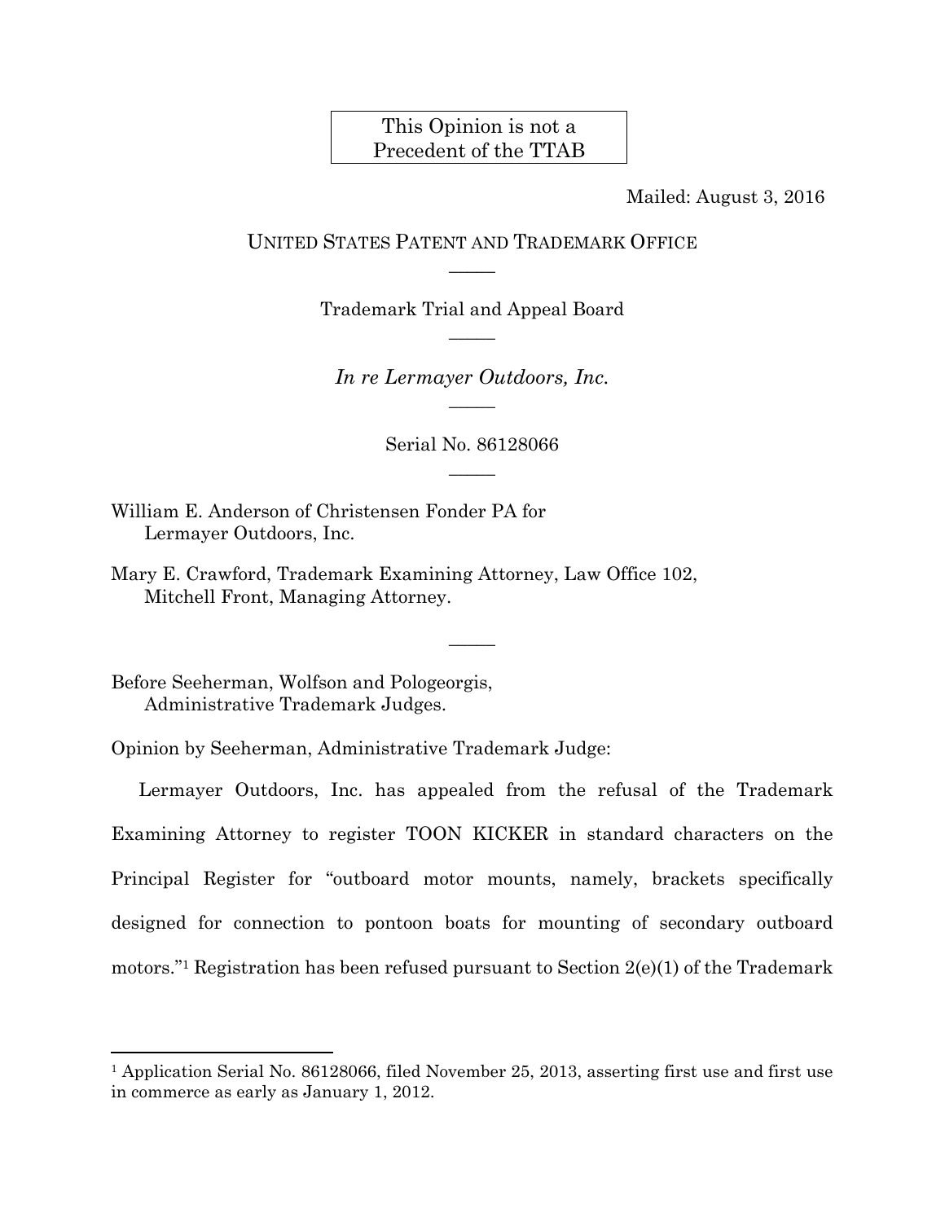This Opinion is not a Precedent of the TTAB

Mailed: August 3, 2016

UNITED STATES PATENT AND TRADEMARK OFFICE

—————

Trademark Trial and Appeal Board

—————

*In re Lermayer Outdoors, Inc.*

—————

Serial No. 86128066

—————

William E. Anderson of Christensen Fonder PA for Lermayer Outdoors, Inc.

Mary E. Crawford, Trademark Examining Attorney, Law Office 102, Mitchell Front, Managing Attorney.

—————

Before Seeherman, Wolfson and Pologeorgis, Administrative Trademark Judges.

Opinion by Seeherman, Administrative Trademark Judge:

Lermayer Outdoors, Inc. has appealed from the refusal of the Trademark Examining Attorney to register TOON KICKER in standard characters on the Principal Register for "outboard motor mounts, namely, brackets specifically designed for connection to pontoon boats for mounting of secondary outboard motors."[1] Registration has been refused pursuant to Section 2(e)(1) of the Trademark

---

[1] Application Serial No. 86128066, filed November 25, 2013, asserting first use and first use in commerce as early as January 1, 2012.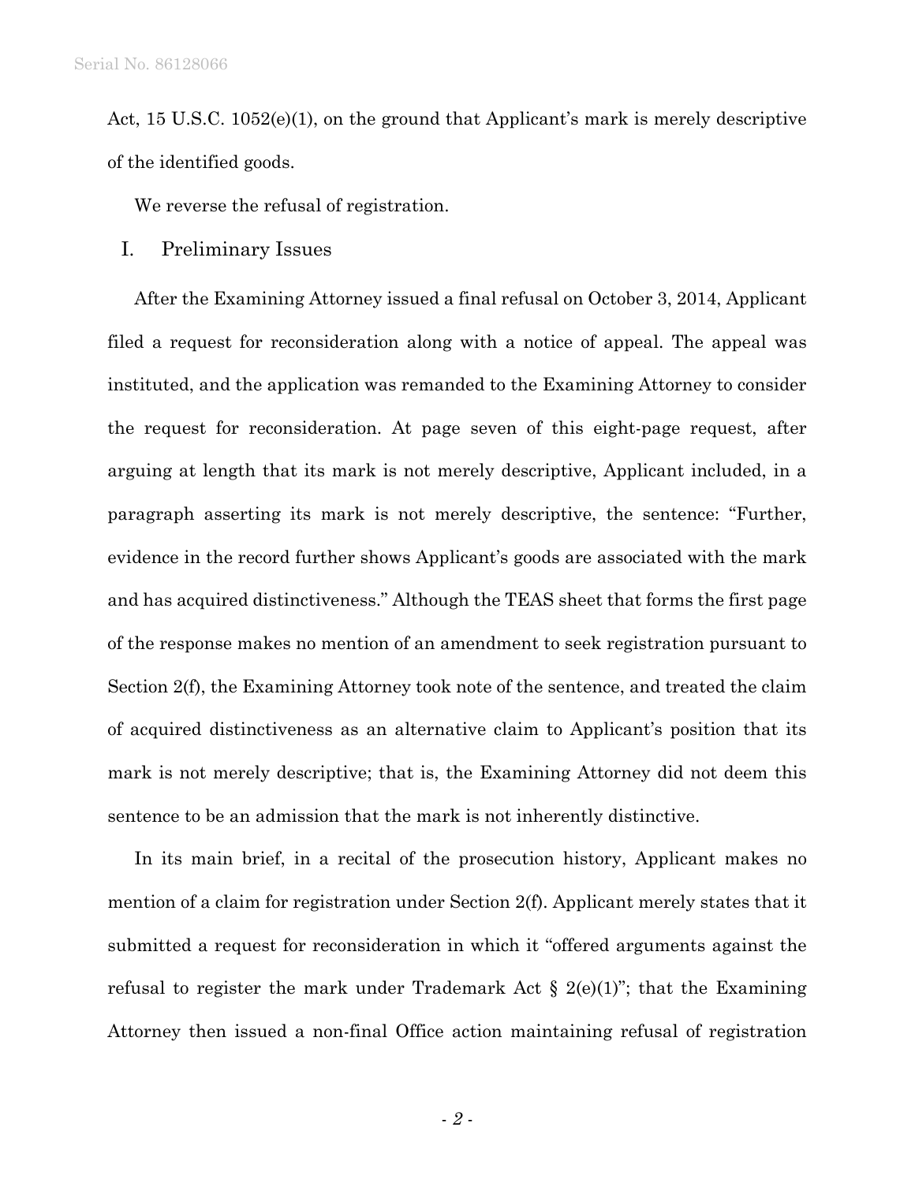Act, 15 U.S.C. 1052(e)(1), on the ground that Applicant's mark is merely descriptive of the identified goods.

We reverse the refusal of registration.

## I. Preliminary Issues

After the Examining Attorney issued a final refusal on October 3, 2014, Applicant filed a request for reconsideration along with a notice of appeal. The appeal was instituted, and the application was remanded to the Examining Attorney to consider the request for reconsideration. At page seven of this eight-page request, after arguing at length that its mark is not merely descriptive, Applicant included, in a paragraph asserting its mark is not merely descriptive, the sentence: "Further, evidence in the record further shows Applicant's goods are associated with the mark and has acquired distinctiveness." Although the TEAS sheet that forms the first page of the response makes no mention of an amendment to seek registration pursuant to Section 2(f), the Examining Attorney took note of the sentence, and treated the claim of acquired distinctiveness as an alternative claim to Applicant's position that its mark is not merely descriptive; that is, the Examining Attorney did not deem this sentence to be an admission that the mark is not inherently distinctive.

In its main brief, in a recital of the prosecution history, Applicant makes no mention of a claim for registration under Section 2(f). Applicant merely states that it submitted a request for reconsideration in which it "offered arguments against the refusal to register the mark under Trademark Act § 2(e)(1)"; that the Examining Attorney then issued a non-final Office action maintaining refusal of registration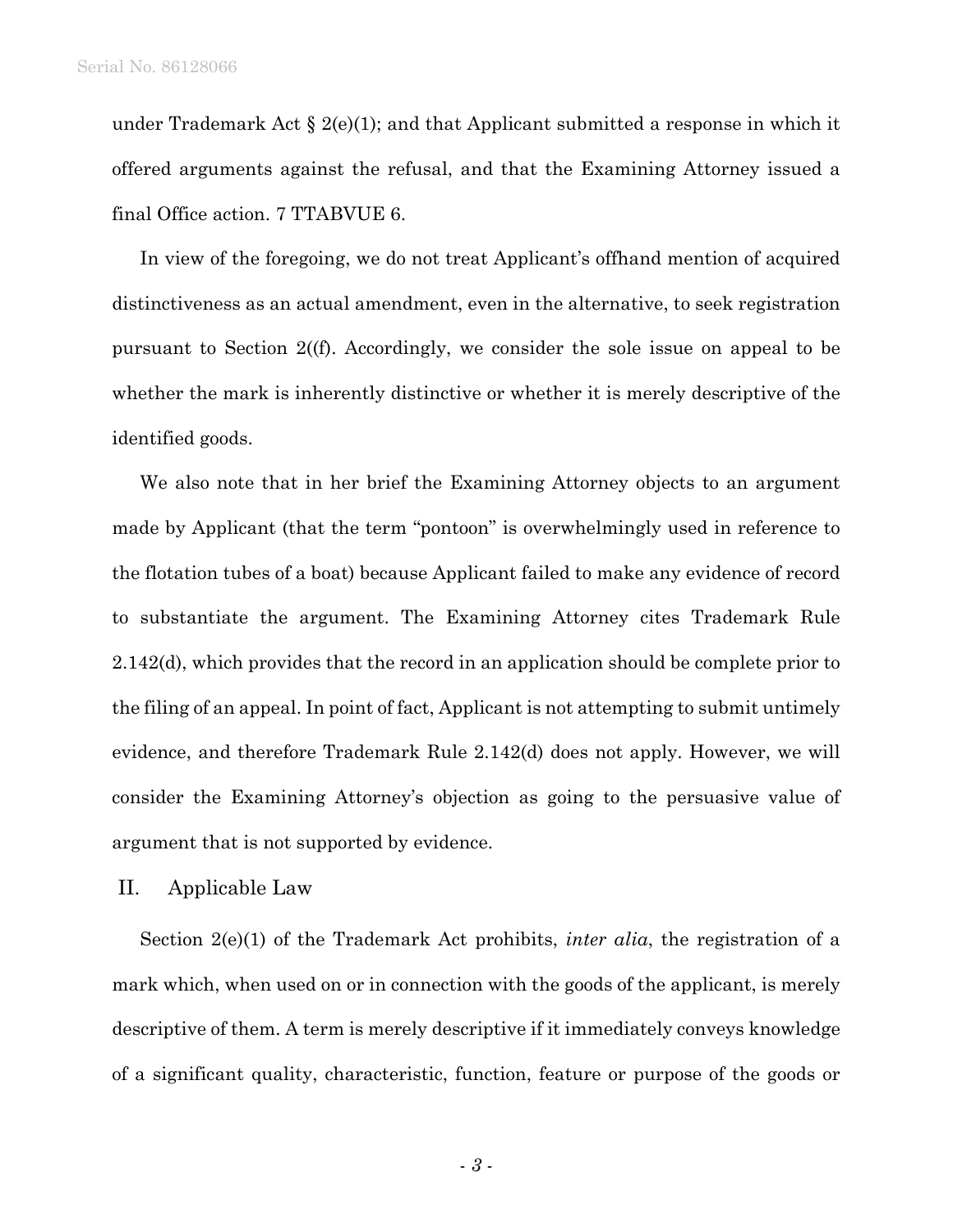under Trademark Act § 2(e)(1); and that Applicant submitted a response in which it offered arguments against the refusal, and that the Examining Attorney issued a final Office action. 7 TTABVUE 6.

In view of the foregoing, we do not treat Applicant's offhand mention of acquired distinctiveness as an actual amendment, even in the alternative, to seek registration pursuant to Section 2((f). Accordingly, we consider the sole issue on appeal to be whether the mark is inherently distinctive or whether it is merely descriptive of the identified goods.

We also note that in her brief the Examining Attorney objects to an argument made by Applicant (that the term "pontoon" is overwhelmingly used in reference to the flotation tubes of a boat) because Applicant failed to make any evidence of record to substantiate the argument. The Examining Attorney cites Trademark Rule 2.142(d), which provides that the record in an application should be complete prior to the filing of an appeal. In point of fact, Applicant is not attempting to submit untimely evidence, and therefore Trademark Rule 2.142(d) does not apply. However, we will consider the Examining Attorney's objection as going to the persuasive value of argument that is not supported by evidence.

## II. Applicable Law

Section 2(e)(1) of the Trademark Act prohibits, *inter alia*, the registration of a mark which, when used on or in connection with the goods of the applicant, is merely descriptive of them. A term is merely descriptive if it immediately conveys knowledge of a significant quality, characteristic, function, feature or purpose of the goods or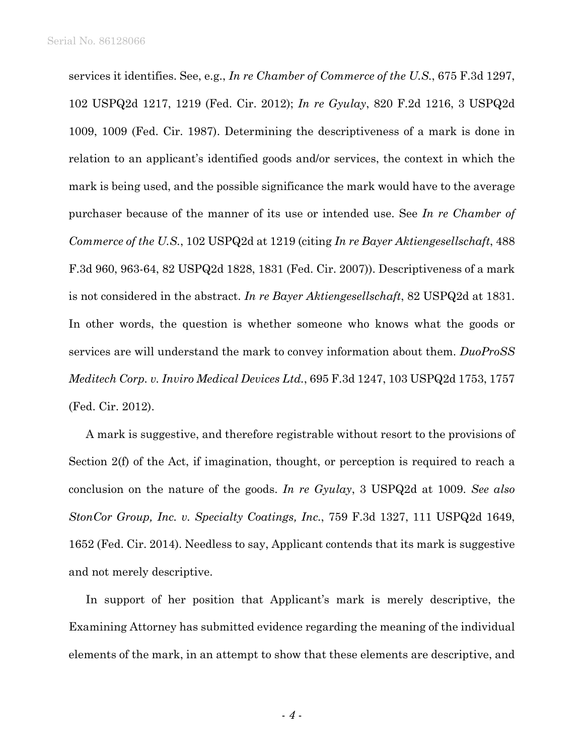services it identifies. See, e.g., *In re Chamber of Commerce of the U.S.*, 675 F.3d 1297, 102 USPQ2d 1217, 1219 (Fed. Cir. 2012); *In re Gyulay*, 820 F.2d 1216, 3 USPQ2d 1009, 1009 (Fed. Cir. 1987). Determining the descriptiveness of a mark is done in relation to an applicant's identified goods and/or services, the context in which the mark is being used, and the possible significance the mark would have to the average purchaser because of the manner of its use or intended use. See *In re Chamber of Commerce of the U.S.*, 102 USPQ2d at 1219 (citing *In re Bayer Aktiengesellschaft*, 488 F.3d 960, 963-64, 82 USPQ2d 1828, 1831 (Fed. Cir. 2007)). Descriptiveness of a mark is not considered in the abstract. *In re Bayer Aktiengesellschaft*, 82 USPQ2d at 1831. In other words, the question is whether someone who knows what the goods or services are will understand the mark to convey information about them. *DuoProSS Meditech Corp. v. Inviro Medical Devices Ltd.*, 695 F.3d 1247, 103 USPQ2d 1753, 1757 (Fed. Cir. 2012).

A mark is suggestive, and therefore registrable without resort to the provisions of Section 2(f) of the Act, if imagination, thought, or perception is required to reach a conclusion on the nature of the goods. *In re Gyulay*, 3 USPQ2d at 1009. *See also StonCor Group, Inc. v. Specialty Coatings, Inc.*, 759 F.3d 1327, 111 USPQ2d 1649, 1652 (Fed. Cir. 2014). Needless to say, Applicant contends that its mark is suggestive and not merely descriptive.

In support of her position that Applicant's mark is merely descriptive, the Examining Attorney has submitted evidence regarding the meaning of the individual elements of the mark, in an attempt to show that these elements are descriptive, and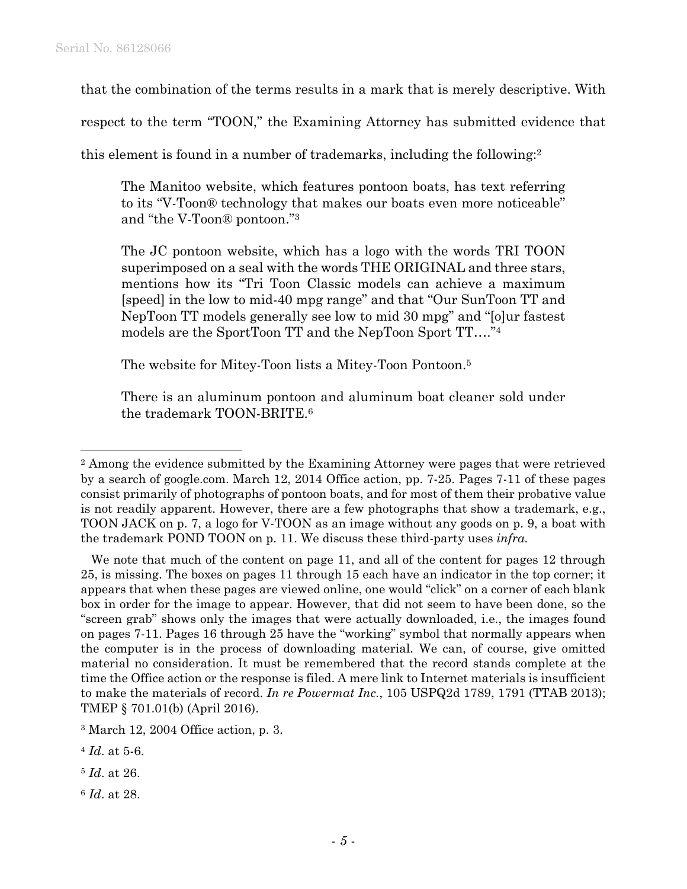that the combination of the terms results in a mark that is merely descriptive. With respect to the term "TOON," the Examining Attorney has submitted evidence that this element is found in a number of trademarks, including the following:[2]

> The Manitoo website, which features pontoon boats, has text referring to its "V-Toon® technology that makes our boats even more noticeable" and "the V-Toon® pontoon."[3]
>
> The JC pontoon website, which has a logo with the words TRI TOON superimposed on a seal with the words THE ORIGINAL and three stars, mentions how its "Tri Toon Classic models can achieve a maximum [speed] in the low to mid-40 mpg range" and that "Our SunToon TT and NepToon TT models generally see low to mid 30 mpg" and "[o]ur fastest models are the SportToon TT and the NepToon Sport TT…."[4]
>
> The website for Mitey-Toon lists a Mitey-Toon Pontoon.[5]
>
> There is an aluminum pontoon and aluminum boat cleaner sold under the trademark TOON-BRITE.[6]

---

[2] Among the evidence submitted by the Examining Attorney were pages that were retrieved by a search of google.com. March 12, 2014 Office action, pp. 7-25. Pages 7-11 of these pages consist primarily of photographs of pontoon boats, and for most of them their probative value is not readily apparent. However, there are a few photographs that show a trademark, e.g., TOON JACK on p. 7, a logo for V-TOON as an image without any goods on p. 9, a boat with the trademark POND TOON on p. 11. We discuss these third-party uses *infra.*

We note that much of the content on page 11, and all of the content for pages 12 through 25, is missing. The boxes on pages 11 through 15 each have an indicator in the top corner; it appears that when these pages are viewed online, one would "click" on a corner of each blank box in order for the image to appear. However, that did not seem to have been done, so the "screen grab" shows only the images that were actually downloaded, i.e., the images found on pages 7-11. Pages 16 through 25 have the "working" symbol that normally appears when the computer is in the process of downloading material. We can, of course, give omitted material no consideration. It must be remembered that the record stands complete at the time the Office action or the response is filed. A mere link to Internet materials is insufficient to make the materials of record. *In re Powermat Inc.*, 105 USPQ2d 1789, 1791 (TTAB 2013); TMEP § 701.01(b) (April 2016).

[3] March 12, 2004 Office action, p. 3.

[4] *Id*. at 5-6.

[5] *Id*. at 26.

[6] *Id*. at 28.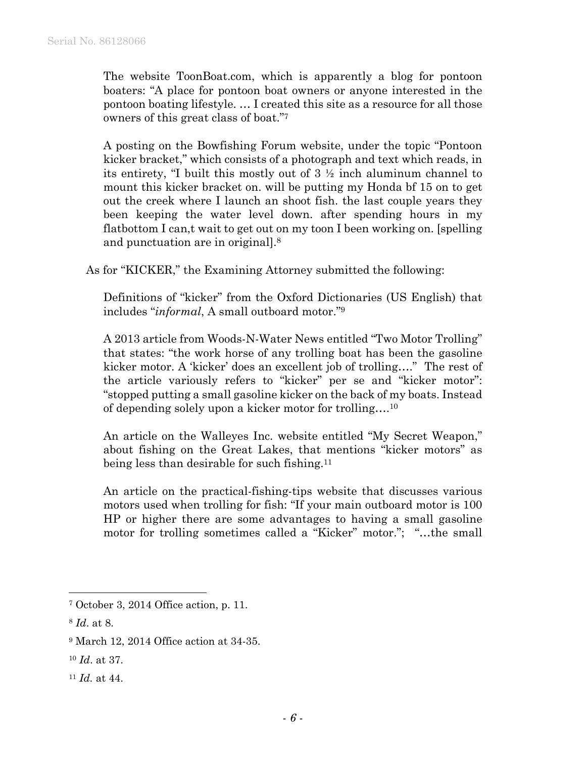The website ToonBoat.com, which is apparently a blog for pontoon boaters: "A place for pontoon boat owners or anyone interested in the pontoon boating lifestyle. … I created this site as a resource for all those owners of this great class of boat."[7]

A posting on the Bowfishing Forum website, under the topic "Pontoon kicker bracket," which consists of a photograph and text which reads, in its entirety, "I built this mostly out of 3 ½ inch aluminum channel to mount this kicker bracket on. will be putting my Honda bf 15 on to get out the creek where I launch an shoot fish. the last couple years they been keeping the water level down. after spending hours in my flatbottom I can,t wait to get out on my toon I been working on. [spelling and punctuation are in original].[8]

As for "KICKER," the Examining Attorney submitted the following:

Definitions of "kicker" from the Oxford Dictionaries (US English) that includes "*informal*, A small outboard motor."[9]

A 2013 article from Woods-N-Water News entitled "Two Motor Trolling" that states: "the work horse of any trolling boat has been the gasoline kicker motor. A 'kicker' does an excellent job of trolling…." The rest of the article variously refers to "kicker" per se and "kicker motor": "stopped putting a small gasoline kicker on the back of my boats. Instead of depending solely upon a kicker motor for trolling….[10]

An article on the Walleyes Inc. website entitled "My Secret Weapon," about fishing on the Great Lakes, that mentions "kicker motors" as being less than desirable for such fishing.[11]

An article on the practical-fishing-tips website that discusses various motors used when trolling for fish: "If your main outboard motor is 100 HP or higher there are some advantages to having a small gasoline motor for trolling sometimes called a "Kicker" motor."; "…the small

---

[7] October 3, 2014 Office action, p. 11.

[8] *Id*. at 8.

[9] March 12, 2014 Office action at 34-35.

[10] *Id*. at 37.

[11] *Id.* at 44.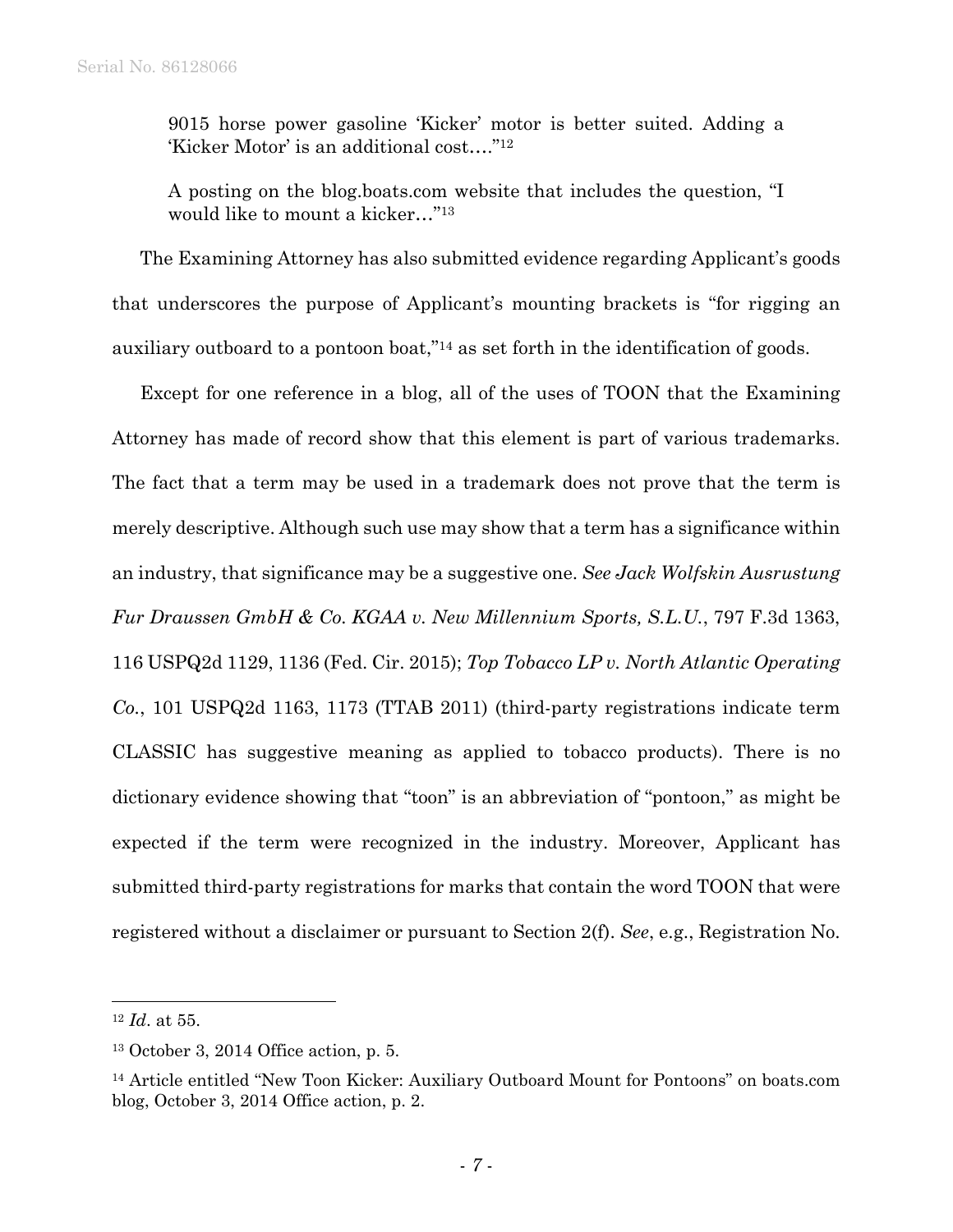> 9015 horse power gasoline 'Kicker' motor is better suited. Adding a 'Kicker Motor' is an additional cost…."[12]
>
> A posting on the blog.boats.com website that includes the question, "I would like to mount a kicker…"[13]

The Examining Attorney has also submitted evidence regarding Applicant's goods that underscores the purpose of Applicant's mounting brackets is "for rigging an auxiliary outboard to a pontoon boat,"[14] as set forth in the identification of goods.

Except for one reference in a blog, all of the uses of TOON that the Examining Attorney has made of record show that this element is part of various trademarks. The fact that a term may be used in a trademark does not prove that the term is merely descriptive. Although such use may show that a term has a significance within an industry, that significance may be a suggestive one. *See Jack Wolfskin Ausrustung Fur Draussen GmbH & Co. KGAA v. New Millennium Sports, S.L.U.*, 797 F.3d 1363, 116 USPQ2d 1129, 1136 (Fed. Cir. 2015); *Top Tobacco LP v. North Atlantic Operating Co.*, 101 USPQ2d 1163, 1173 (TTAB 2011) (third-party registrations indicate term CLASSIC has suggestive meaning as applied to tobacco products). There is no dictionary evidence showing that "toon" is an abbreviation of "pontoon," as might be expected if the term were recognized in the industry. Moreover, Applicant has submitted third-party registrations for marks that contain the word TOON that were registered without a disclaimer or pursuant to Section 2(f). *See*, e.g., Registration No.

---

[12] *Id*. at 55.

[13] October 3, 2014 Office action, p. 5.

[14] Article entitled "New Toon Kicker: Auxiliary Outboard Mount for Pontoons" on boats.com blog, October 3, 2014 Office action, p. 2.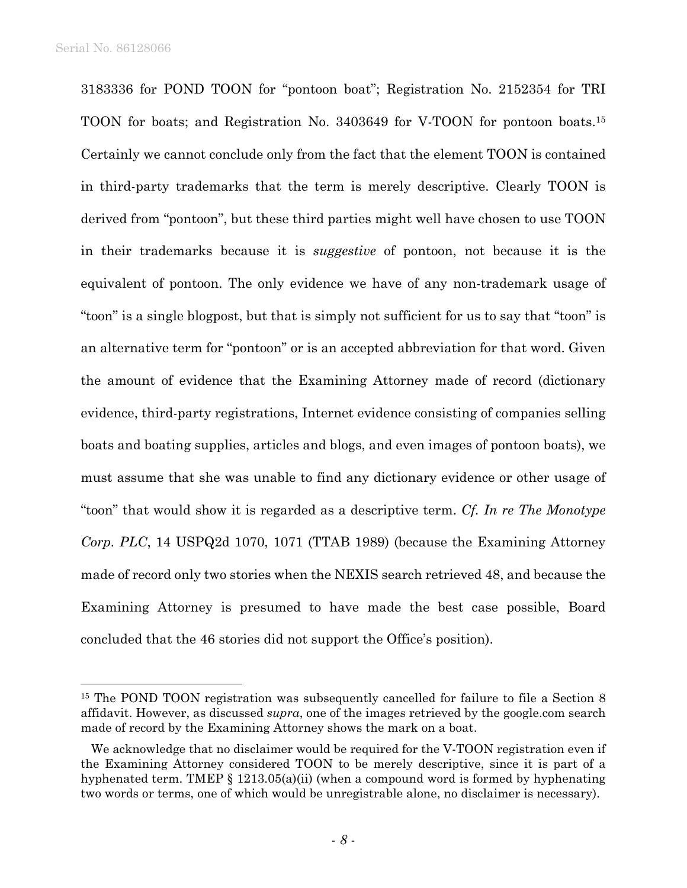3183336 for POND TOON for "pontoon boat"; Registration No. 2152354 for TRI TOON for boats; and Registration No. 3403649 for V-TOON for pontoon boats.[15] Certainly we cannot conclude only from the fact that the element TOON is contained in third-party trademarks that the term is merely descriptive. Clearly TOON is derived from "pontoon", but these third parties might well have chosen to use TOON in their trademarks because it is *suggestive* of pontoon, not because it is the equivalent of pontoon. The only evidence we have of any non-trademark usage of "toon" is a single blogpost, but that is simply not sufficient for us to say that "toon" is an alternative term for "pontoon" or is an accepted abbreviation for that word. Given the amount of evidence that the Examining Attorney made of record (dictionary evidence, third-party registrations, Internet evidence consisting of companies selling boats and boating supplies, articles and blogs, and even images of pontoon boats), we must assume that she was unable to find any dictionary evidence or other usage of "toon" that would show it is regarded as a descriptive term. *Cf. In re The Monotype Corp. PLC*, 14 USPQ2d 1070, 1071 (TTAB 1989) (because the Examining Attorney made of record only two stories when the NEXIS search retrieved 48, and because the Examining Attorney is presumed to have made the best case possible, Board concluded that the 46 stories did not support the Office's position).

---

[15] The POND TOON registration was subsequently cancelled for failure to file a Section 8 affidavit. However, as discussed *supra*, one of the images retrieved by the google.com search made of record by the Examining Attorney shows the mark on a boat.

We acknowledge that no disclaimer would be required for the V-TOON registration even if the Examining Attorney considered TOON to be merely descriptive, since it is part of a hyphenated term. TMEP § 1213.05(a)(ii) (when a compound word is formed by hyphenating two words or terms, one of which would be unregistrable alone, no disclaimer is necessary).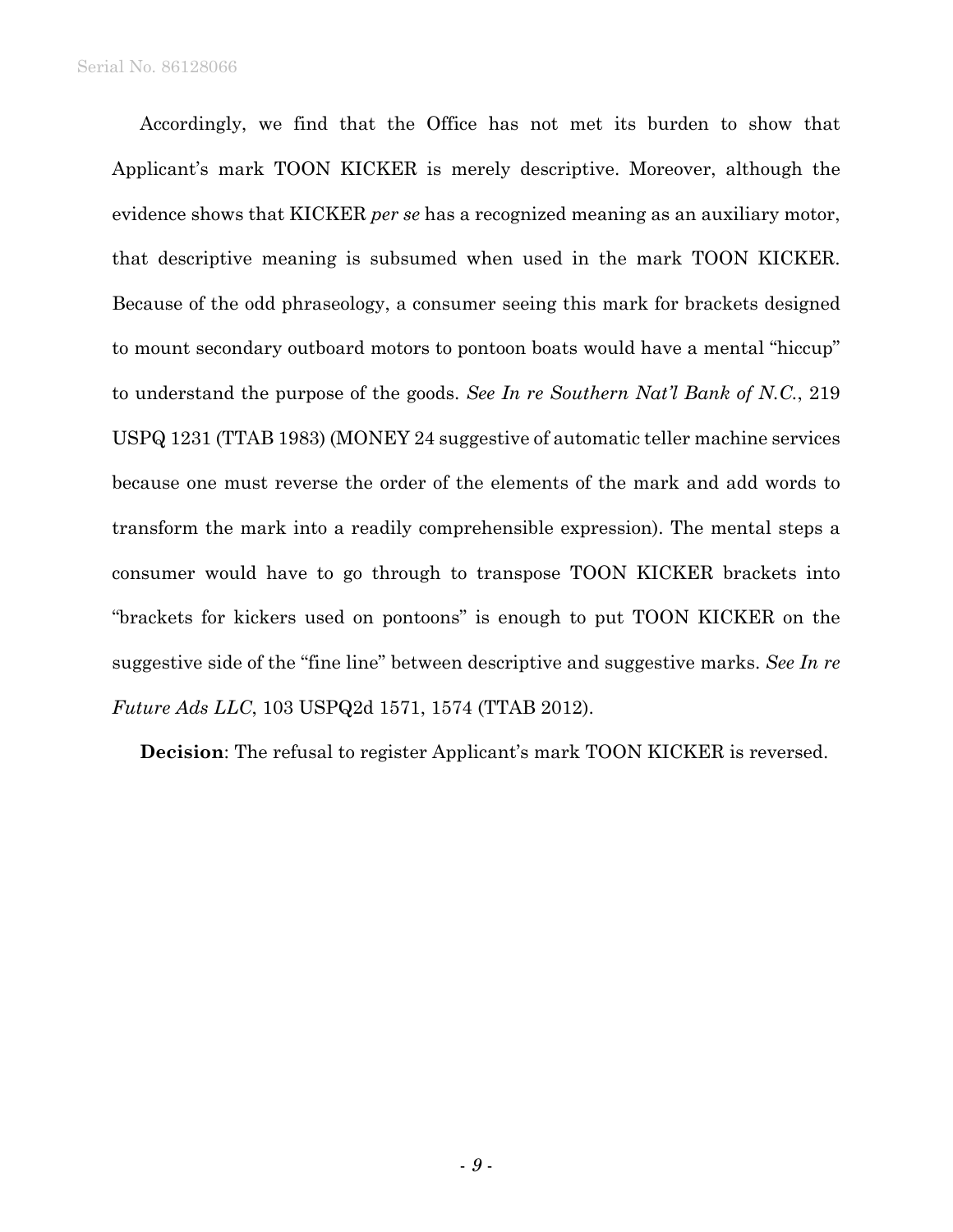Accordingly, we find that the Office has not met its burden to show that Applicant's mark TOON KICKER is merely descriptive. Moreover, although the evidence shows that KICKER *per se* has a recognized meaning as an auxiliary motor, that descriptive meaning is subsumed when used in the mark TOON KICKER. Because of the odd phraseology, a consumer seeing this mark for brackets designed to mount secondary outboard motors to pontoon boats would have a mental "hiccup" to understand the purpose of the goods. *See In re Southern Nat'l Bank of N.C.*, 219 USPQ 1231 (TTAB 1983) (MONEY 24 suggestive of automatic teller machine services because one must reverse the order of the elements of the mark and add words to transform the mark into a readily comprehensible expression). The mental steps a consumer would have to go through to transpose TOON KICKER brackets into "brackets for kickers used on pontoons" is enough to put TOON KICKER on the suggestive side of the "fine line" between descriptive and suggestive marks. *See In re Future Ads LLC*, 103 USPQ2d 1571, 1574 (TTAB 2012).

**Decision**: The refusal to register Applicant's mark TOON KICKER is reversed.